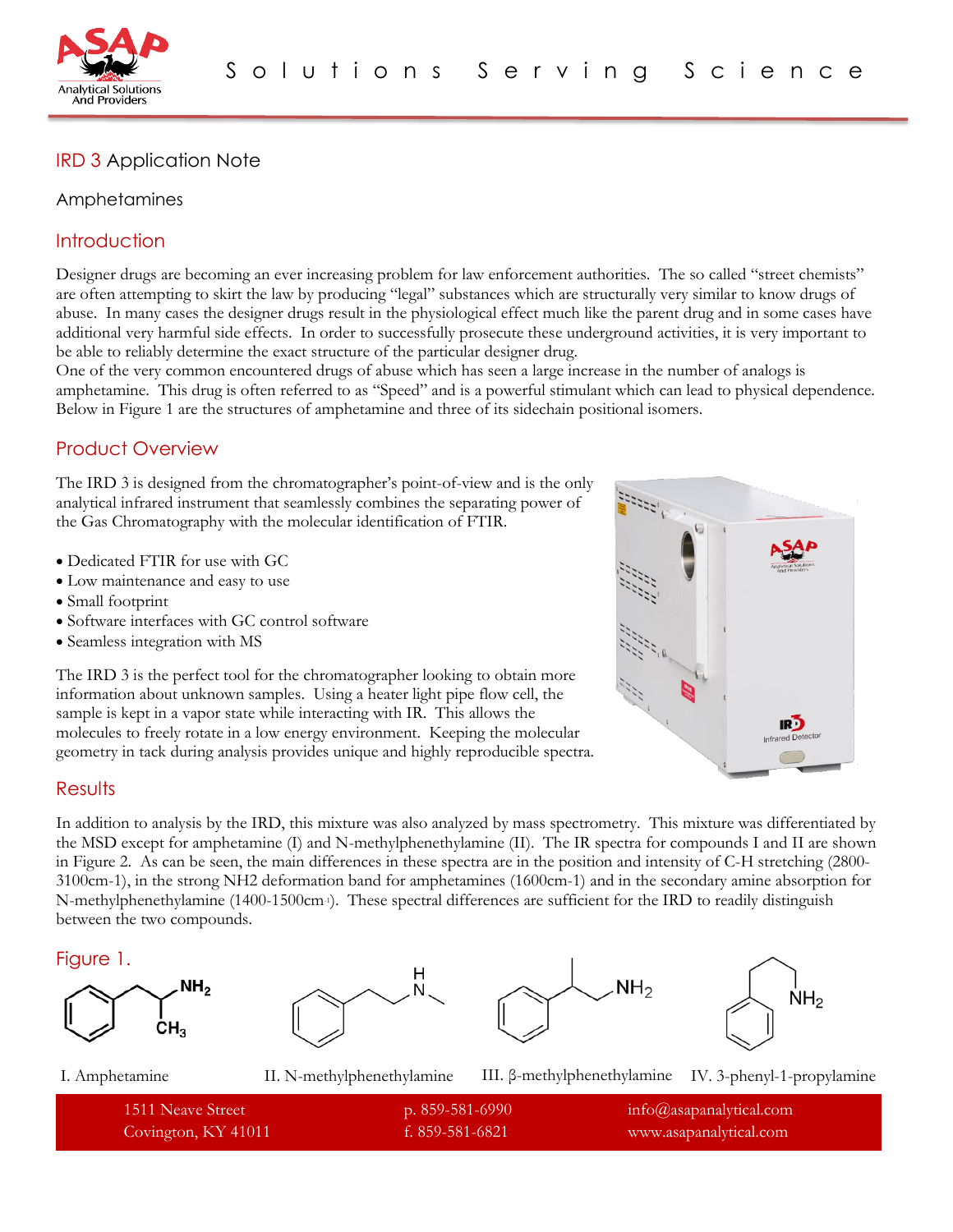## IRD 3 Application Note

Amphetamines

## Introduction

Designer drugs are becoming an ever increasing problem for law enforcement authorities. The so called "street chemists" are often attempting to skirt the law by producing "legal" substances which are structurally very similar to know drugs of abuse. In many cases the designer drugs result in the physiological effect much like the parent drug and in some cases have additional very harmful side effects. In order to successfully prosecute these underground activities, it is very important to be able to reliably determine the exact structure of the particular designer drug.

One of the very common encountered drugs of abuse which has seen a large increase in the number of analogs is amphetamine. This drug is often referred to as "Speed" and is a powerful stimulant which can lead to physical dependence. Below in Figure 1 are the structures of amphetamine and three of its sidechain positional isomers.

## Product Overview

The IRD 3 is designed from the chromatographer's point-of-view and is the only analytical infrared instrument that seamlessly combines the separating power of the Gas Chromatography with the molecular identification of FTIR.

- Dedicated FTIR for use with GC
- Low maintenance and easy to use
- Small footprint
- Software interfaces with GC control software
- Seamless integration with MS

The IRD 3 is the perfect tool for the chromatographer looking to obtain more information about unknown samples. Using a heater light pipe flow cell, the sample is kept in a vapor state while interacting with IR. This allows the molecules to freely rotate in a low energy environment. Keeping the molecular geometry in tack during analysis provides unique and highly reproducible spectra.

## Results

In addition to analysis by the IRD, this mixture was also analyzed by mass spectrometry. This mixture was differentiated by the MSD except for amphetamine (I) and N-methylphenethylamine (II). The IR spectra for compounds I and II are shown in Figure 2. As can be seen, the main differences in these spectra are in the position and intensity of C-H stretching (2800-3100cm-1), in the strong NH2 deformation band for amphetamines (1600cm-1) and in the secondary amine absorption for N-methylphenethylamine (1400-1500cm-1). These spectral differences are sufficient for the IRD to readily distinguish between the two compounds.

## Figure 1.

I. Amphetamine    II. N-methylphenethylamine    III. β-methylphenethylamine    IV. 3-phenyl-1-propylamine

1511 Neave Street
Covington, KY 41011

p. 859-581-6990
f. 859-581-6821

info@asapanalytical.com
www.asapanalytical.com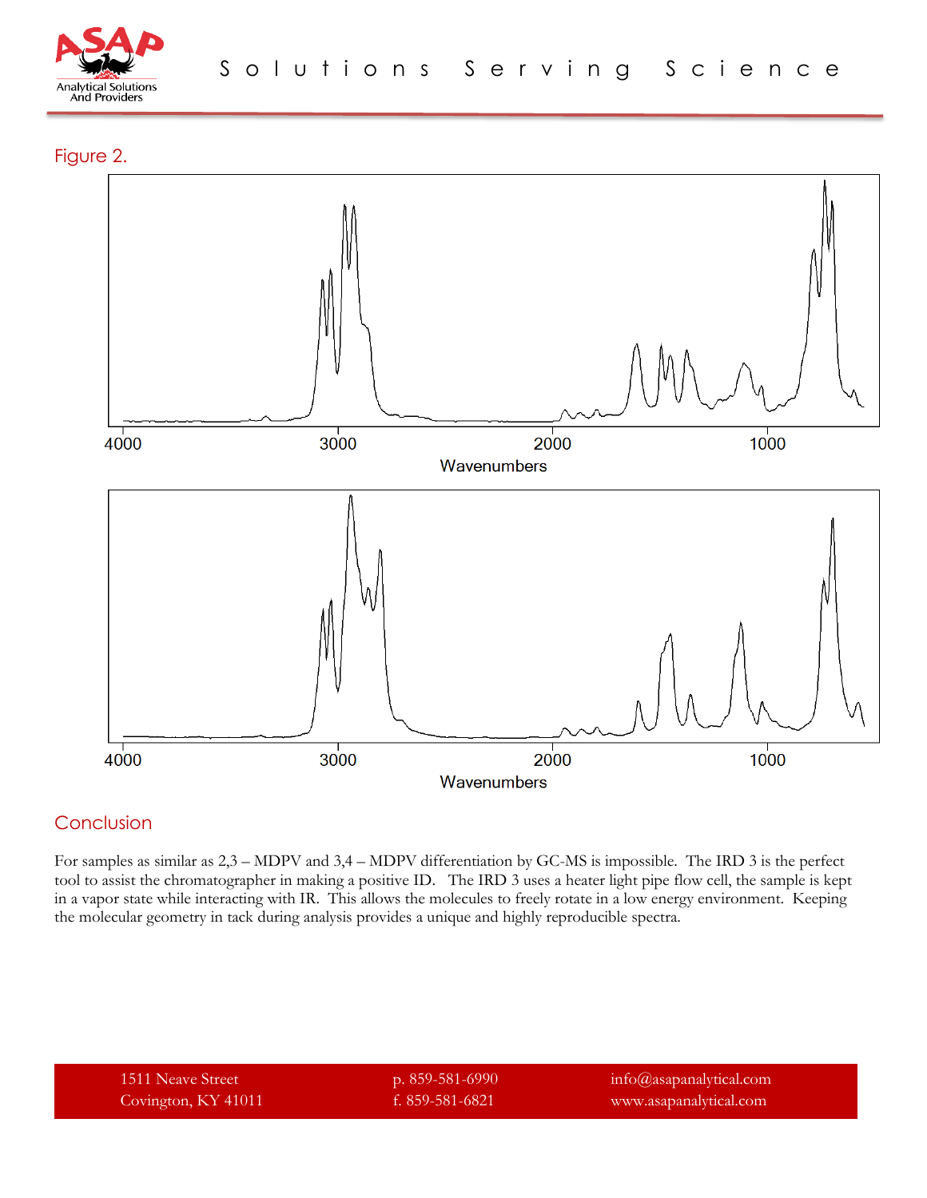Figure 2.

4000
3000
2000
1000
Wavenumbers

4000
3000
2000
1000
Wavenumbers

## Conclusion

For samples as similar as 2,3 – MDPV and 3,4 – MDPV differentiation by GC-MS is impossible. The IRD 3 is the perfect tool to assist the chromatographer in making a positive ID. The IRD 3 uses a heater light pipe flow cell, the sample is kept in a vapor state while interacting with IR. This allows the molecules to freely rotate in a low energy environment. Keeping the molecular geometry in tack during analysis provides a unique and highly reproducible spectra.